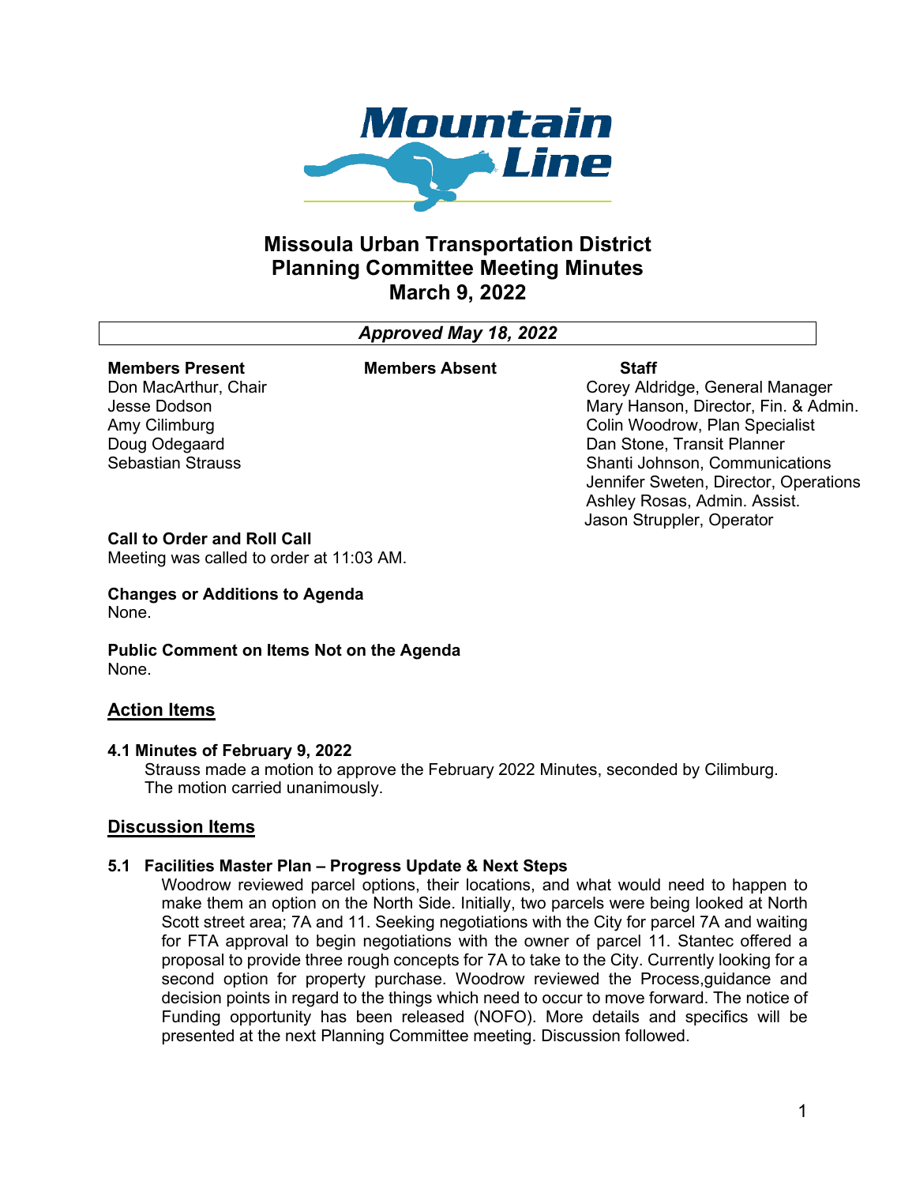Mountain Line

# Missoula Urban Transportation District Planning Committee Meeting Minutes March 9, 2022

***Approved May 18, 2022***

| Members Present | Members Absent | Staff |
|---|---|---|
| Don MacArthur, Chair | | Corey Aldridge, General Manager |
| Jesse Dodson | | Mary Hanson, Director, Fin. & Admin. |
| Amy Cilimburg | | Colin Woodrow, Plan Specialist |
| Doug Odegaard | | Dan Stone, Transit Planner |
| Sebastian Strauss | | Shanti Johnson, Communications |
| | | Jennifer Sweten, Director, Operations |
| | | Ashley Rosas, Admin. Assist. |
| | | Jason Struppler, Operator |

**Call to Order and Roll Call**
Meeting was called to order at 11:03 AM.

**Changes or Additions to Agenda**
None.

**Public Comment on Items Not on the Agenda**
None.

## Action Items

**4.1 Minutes of February 9, 2022**

Strauss made a motion to approve the February 2022 Minutes, seconded by Cilimburg. The motion carried unanimously.

## Discussion Items

**5.1 Facilities Master Plan – Progress Update & Next Steps**

Woodrow reviewed parcel options, their locations, and what would need to happen to make them an option on the North Side. Initially, two parcels were being looked at North Scott street area; 7A and 11. Seeking negotiations with the City for parcel 7A and waiting for FTA approval to begin negotiations with the owner of parcel 11. Stantec offered a proposal to provide three rough concepts for 7A to take to the City. Currently looking for a second option for property purchase. Woodrow reviewed the Process,guidance and decision points in regard to the things which need to occur to move forward. The notice of Funding opportunity has been released (NOFO). More details and specifics will be presented at the next Planning Committee meeting. Discussion followed.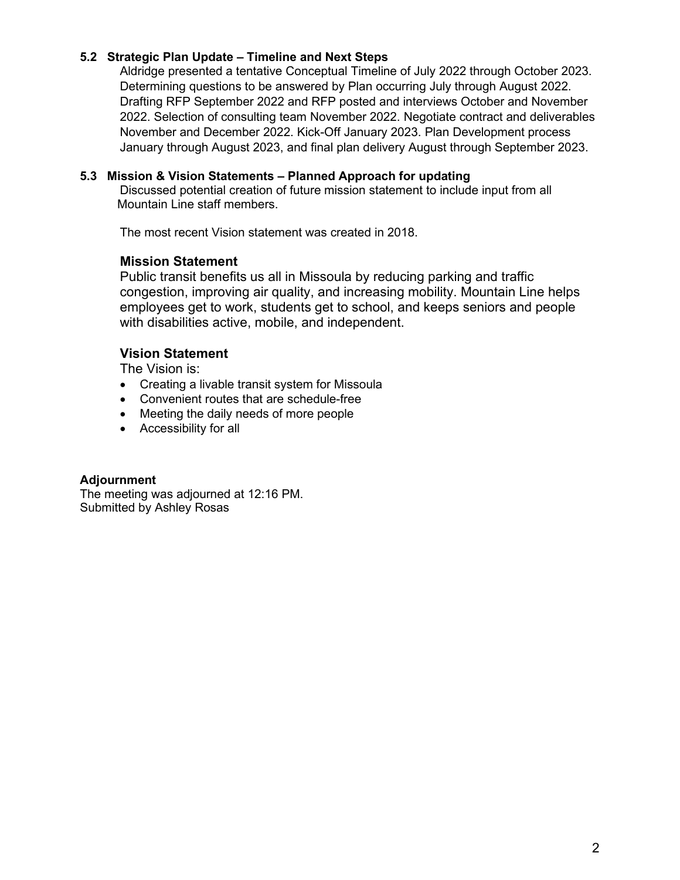### 5.2 Strategic Plan Update – Timeline and Next Steps

Aldridge presented a tentative Conceptual Timeline of July 2022 through October 2023. Determining questions to be answered by Plan occurring July through August 2022. Drafting RFP September 2022 and RFP posted and interviews October and November 2022. Selection of consulting team November 2022. Negotiate contract and deliverables November and December 2022. Kick-Off January 2023. Plan Development process January through August 2023, and final plan delivery August through September 2023.

### 5.3 Mission & Vision Statements – Planned Approach for updating

Discussed potential creation of future mission statement to include input from all Mountain Line staff members.

The most recent Vision statement was created in 2018.

#### Mission Statement

Public transit benefits us all in Missoula by reducing parking and traffic congestion, improving air quality, and increasing mobility. Mountain Line helps employees get to work, students get to school, and keeps seniors and people with disabilities active, mobile, and independent.

#### Vision Statement

The Vision is:

- Creating a livable transit system for Missoula
- Convenient routes that are schedule-free
- Meeting the daily needs of more people
- Accessibility for all

### Adjournment

The meeting was adjourned at 12:16 PM.
Submitted by Ashley Rosas